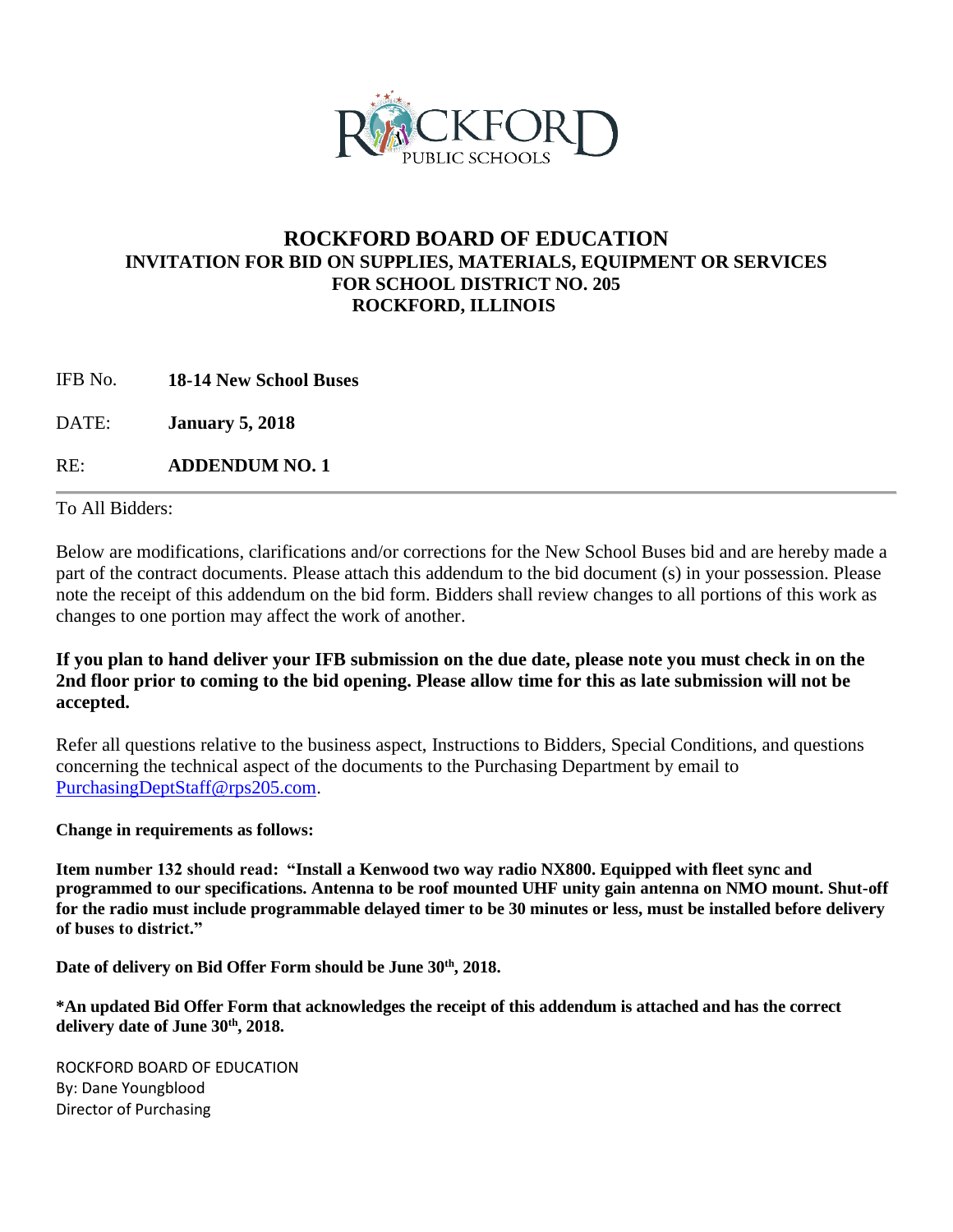# ROCKFORD BOARD OF EDUCATION

## INVITATION FOR BID ON SUPPLIES, MATERIALS, EQUIPMENT OR SERVICES FOR SCHOOL DISTRICT NO. 205 ROCKFORD, ILLINOIS

IFB No. **18-14 New School Buses**

DATE: **January 5, 2018**

RE: **ADDENDUM NO. 1**

---

To All Bidders:

Below are modifications, clarifications and/or corrections for the New School Buses bid and are hereby made a part of the contract documents. Please attach this addendum to the bid document (s) in your possession. Please note the receipt of this addendum on the bid form. Bidders shall review changes to all portions of this work as changes to one portion may affect the work of another.

**If you plan to hand deliver your IFB submission on the due date, please note you must check in on the 2nd floor prior to coming to the bid opening. Please allow time for this as late submission will not be accepted.**

Refer all questions relative to the business aspect, Instructions to Bidders, Special Conditions, and questions concerning the technical aspect of the documents to the Purchasing Department by email to PurchasingDeptStaff@rps205.com.

**Change in requirements as follows:**

**Item number 132 should read: "Install a Kenwood two way radio NX800. Equipped with fleet sync and programmed to our specifications. Antenna to be roof mounted UHF unity gain antenna on NMO mount. Shut-off for the radio must include programmable delayed timer to be 30 minutes or less, must be installed before delivery of buses to district."**

**Date of delivery on Bid Offer Form should be June 30th, 2018.**

**\*An updated Bid Offer Form that acknowledges the receipt of this addendum is attached and has the correct delivery date of June 30th, 2018.**

ROCKFORD BOARD OF EDUCATION
By: Dane Youngblood
Director of Purchasing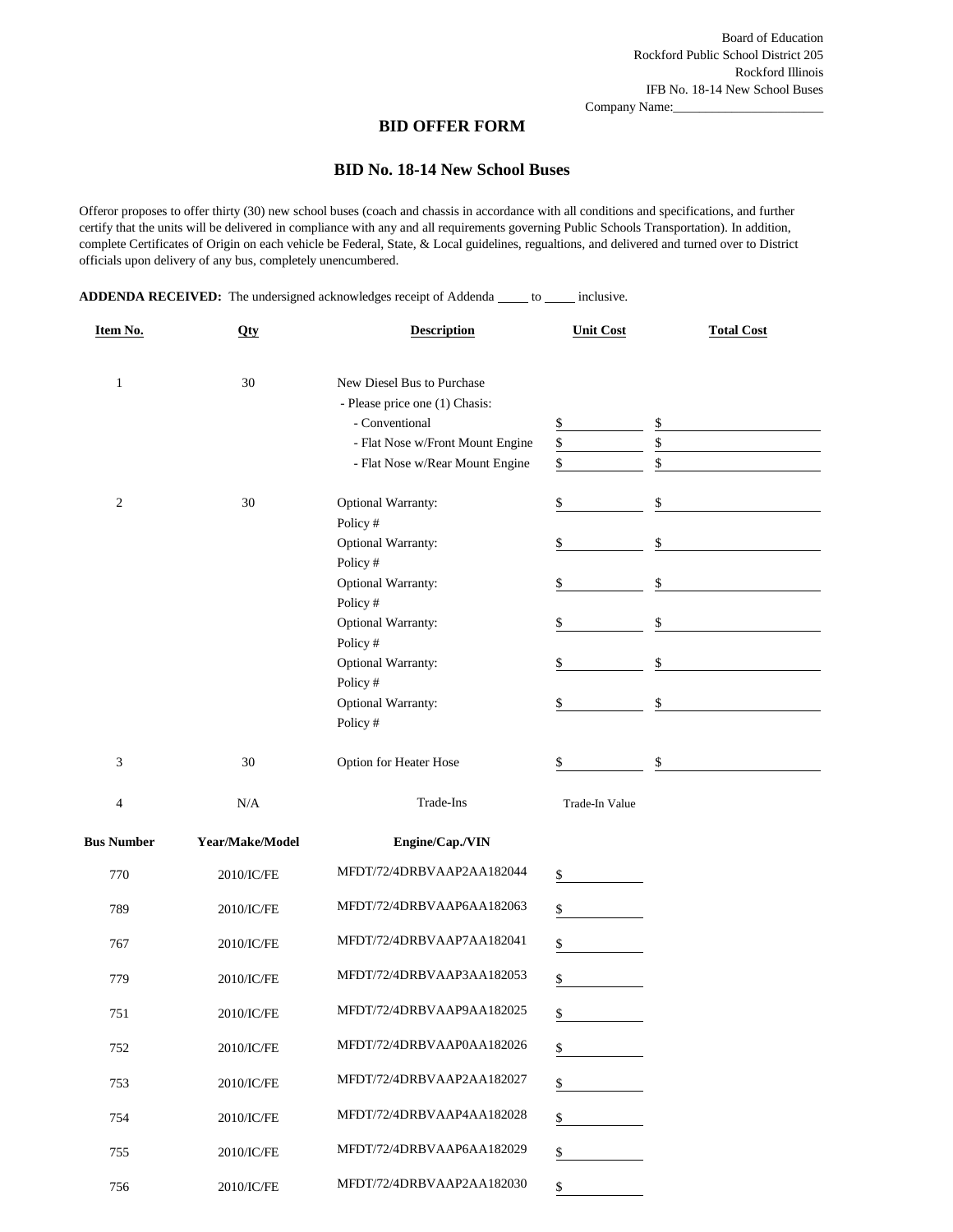Board of Education
Rockford Public School District 205
Rockford Illinois
IFB No. 18-14 New School Buses
Company Name:________________________

## BID OFFER FORM

## BID No. 18-14 New School Buses

Offeror proposes to offer thirty (30) new school buses (coach and chassis in accordance with all conditions and specifications, and further certify that the units will be delivered in compliance with any and all requirements governing Public Schools Transportation). In addition, complete Certificates of Origin on each vehicle be Federal, State, & Local guidelines, regualtions, and delivered and turned over to District officials upon delivery of any bus, completely unencumbered.

**ADDENDA RECEIVED:** The undersigned acknowledges receipt of Addenda _____ to _____ inclusive.

| Item No. | Qty | Description | Unit Cost | Total Cost |
|---|---|---|---|---|
| 1 | 30 | New Diesel Bus to Purchase | | |
| | | - Please price one (1) Chasis: | | |
| | | - Conventional | $ | $ |
| | | - Flat Nose w/Front Mount Engine | $ | $ |
| | | - Flat Nose w/Rear Mount Engine | $ | $ |
| 2 | 30 | Optional Warranty: | $ | $ |
| | | Policy # | | |
| | | Optional Warranty: | $ | $ |
| | | Policy # | | |
| | | Optional Warranty: | $ | $ |
| | | Policy # | | |
| | | Optional Warranty: | $ | $ |
| | | Policy # | | |
| | | Optional Warranty: | $ | $ |
| | | Policy # | | |
| | | Optional Warranty: | $ | $ |
| | | Policy # | | |
| 3 | 30 | Option for Heater Hose | $ | $ |
| 4 | N/A | Trade-Ins | Trade-In Value | |

| Bus Number | Year/Make/Model | Engine/Cap./VIN | Trade-In Value |
|---|---|---|---|
| 770 | 2010/IC/FE | MFDT/72/4DRBVAAP2AA182044 | $ |
| 789 | 2010/IC/FE | MFDT/72/4DRBVAAP6AA182063 | $ |
| 767 | 2010/IC/FE | MFDT/72/4DRBVAAP7AA182041 | $ |
| 779 | 2010/IC/FE | MFDT/72/4DRBVAAP3AA182053 | $ |
| 751 | 2010/IC/FE | MFDT/72/4DRBVAAP9AA182025 | $ |
| 752 | 2010/IC/FE | MFDT/72/4DRBVAAP0AA182026 | $ |
| 753 | 2010/IC/FE | MFDT/72/4DRBVAAP2AA182027 | $ |
| 754 | 2010/IC/FE | MFDT/72/4DRBVAAP4AA182028 | $ |
| 755 | 2010/IC/FE | MFDT/72/4DRBVAAP6AA182029 | $ |
| 756 | 2010/IC/FE | MFDT/72/4DRBVAAP2AA182030 | $ |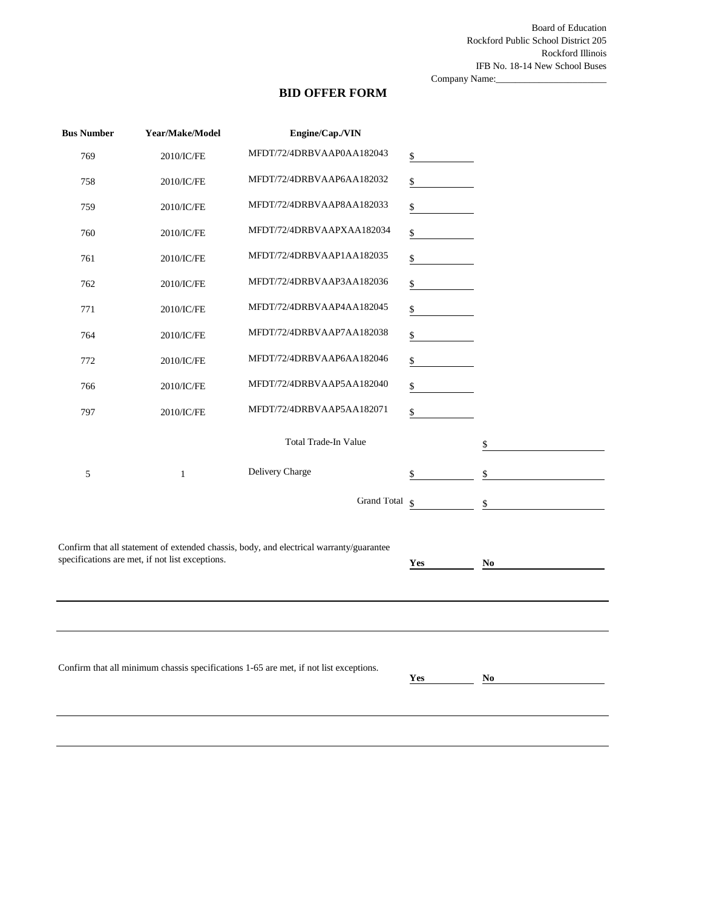Board of Education
Rockford Public School District 205
Rockford Illinois
IFB No. 18-14 New School Buses
Company Name:________________________

## BID OFFER FORM

| Bus Number | Year/Make/Model | Engine/Cap./VIN | | |
|---|---|---|---|---|
| 769 | 2010/IC/FE | MFDT/72/4DRBVAAP0AA182043 | $ | |
| 758 | 2010/IC/FE | MFDT/72/4DRBVAAP6AA182032 | $ | |
| 759 | 2010/IC/FE | MFDT/72/4DRBVAAP8AA182033 | $ | |
| 760 | 2010/IC/FE | MFDT/72/4DRBVAAPXAA182034 | $ | |
| 761 | 2010/IC/FE | MFDT/72/4DRBVAAP1AA182035 | $ | |
| 762 | 2010/IC/FE | MFDT/72/4DRBVAAP3AA182036 | $ | |
| 771 | 2010/IC/FE | MFDT/72/4DRBVAAP4AA182045 | $ | |
| 764 | 2010/IC/FE | MFDT/72/4DRBVAAP7AA182038 | $ | |
| 772 | 2010/IC/FE | MFDT/72/4DRBVAAP6AA182046 | $ | |
| 766 | 2010/IC/FE | MFDT/72/4DRBVAAP5AA182040 | $ | |
| 797 | 2010/IC/FE | MFDT/72/4DRBVAAP5AA182071 | $ | |
| | | Total Trade-In Value | | $ |
| 5 | 1 | Delivery Charge | $ | $ |
| | | Grand Total | $ | $ |

Confirm that all statement of extended chassis, body, and electrical warranty/guarantee specifications are met, if not list exceptions. **Yes**_______ **No**_______

______________________________________________________________________

______________________________________________________________________

Confirm that all minimum chassis specifications 1-65 are met, if not list exceptions. **Yes**_______ **No**_______

______________________________________________________________________

______________________________________________________________________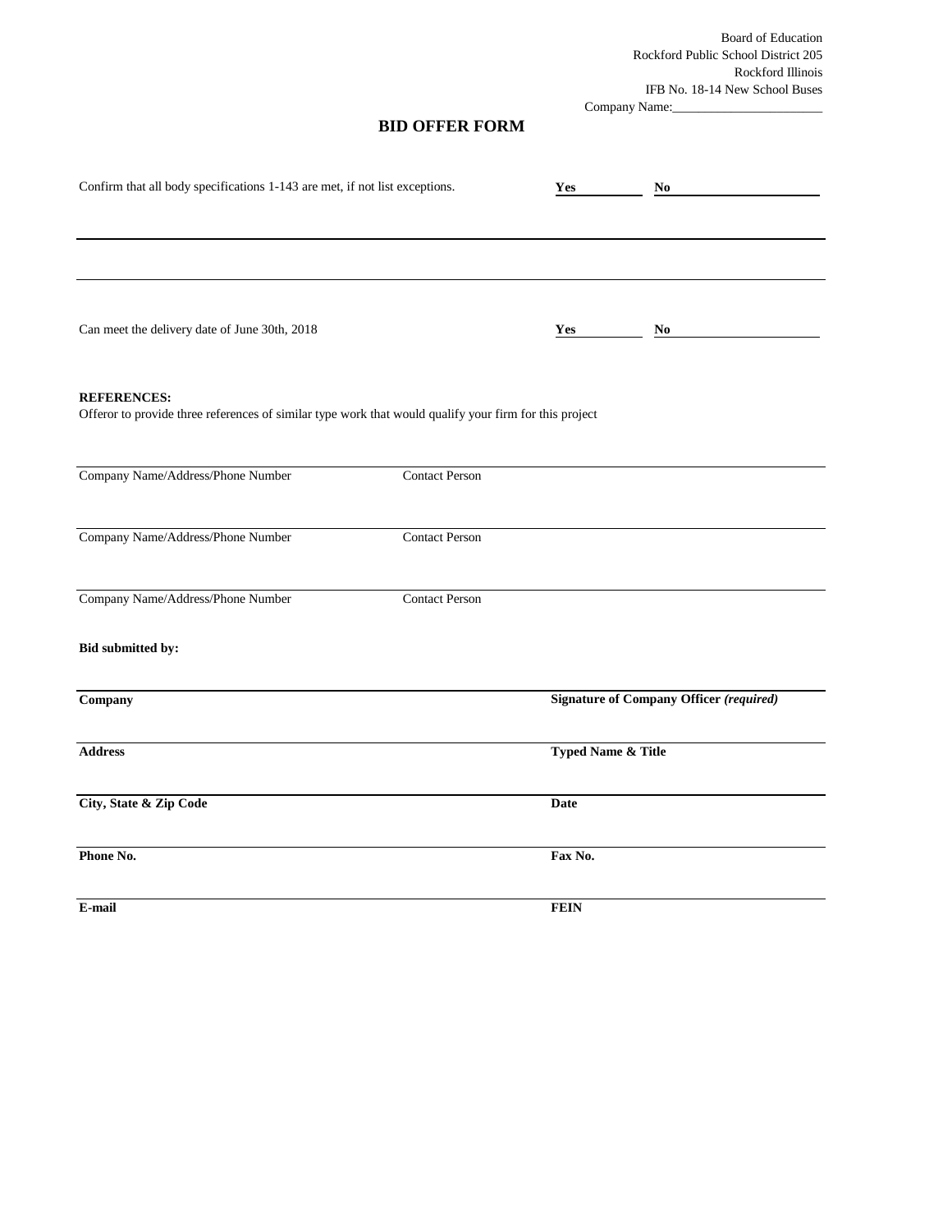Board of Education
Rockford Public School District 205
Rockford Illinois
IFB No. 18-14 New School Buses
Company Name:______________________

# BID OFFER FORM

Confirm that all body specifications 1-143 are met, if not list exceptions. **Yes** ________ **No** ________________

Can meet the delivery date of June 30th, 2018 **Yes** ________ **No** ________________

**REFERENCES:**
Offeror to provide three references of similar type work that would qualify your firm for this project

| | |
|---|---|
| Company Name/Address/Phone Number | Contact Person |
| Company Name/Address/Phone Number | Contact Person |
| Company Name/Address/Phone Number | Contact Person |

**Bid submitted by:**

| | |
|---|---|
| **Company** | **Signature of Company Officer *(required)*** |
| **Address** | **Typed Name & Title** |
| **City, State & Zip Code** | **Date** |
| **Phone No.** | **Fax No.** |
| **E-mail** | **FEIN** |